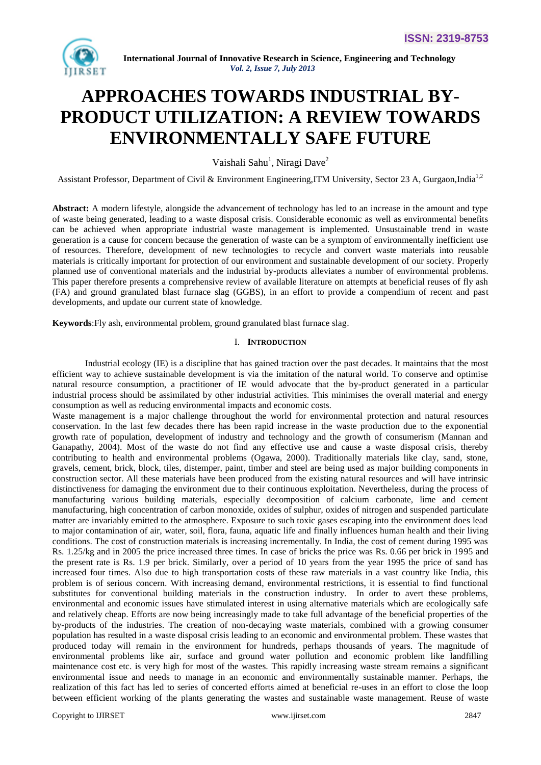# APPROACHES TOWARDS INDUSTRIAL BY-PRODUCT UTILIZATION: A REVIEW TOWARDS ENVIRONMENTALLY SAFE FUTURE

Vaishali Sahu[1], Niragi Dave[2]

Assistant Professor, Department of Civil & Environment Engineering,ITM University, Sector 23 A, Gurgaon,India[1,2]

**Abstract:** A modern lifestyle, alongside the advancement of technology has led to an increase in the amount and type of waste being generated, leading to a waste disposal crisis. Considerable economic as well as environmental benefits can be achieved when appropriate industrial waste management is implemented. Unsustainable trend in waste generation is a cause for concern because the generation of waste can be a symptom of environmentally inefficient use of resources. Therefore, development of new technologies to recycle and convert waste materials into reusable materials is critically important for protection of our environment and sustainable development of our society. Properly planned use of conventional materials and the industrial by-products alleviates a number of environmental problems. This paper therefore presents a comprehensive review of available literature on attempts at beneficial reuses of fly ash (FA) and ground granulated blast furnace slag (GGBS), in an effort to provide a compendium of recent and past developments, and update our current state of knowledge.

**Keywords**:Fly ash, environmental problem, ground granulated blast furnace slag.

## I. Introduction

Industrial ecology (IE) is a discipline that has gained traction over the past decades. It maintains that the most efficient way to achieve sustainable development is via the imitation of the natural world. To conserve and optimise natural resource consumption, a practitioner of IE would advocate that the by-product generated in a particular industrial process should be assimilated by other industrial activities. This minimises the overall material and energy consumption as well as reducing environmental impacts and economic costs.

Waste management is a major challenge throughout the world for environmental protection and natural resources conservation. In the last few decades there has been rapid increase in the waste production due to the exponential growth rate of population, development of industry and technology and the growth of consumerism (Mannan and Ganapathy, 2004). Most of the waste do not find any effective use and cause a waste disposal crisis, thereby contributing to health and environmental problems (Ogawa, 2000). Traditionally materials like clay, sand, stone, gravels, cement, brick, block, tiles, distemper, paint, timber and steel are being used as major building components in construction sector. All these materials have been produced from the existing natural resources and will have intrinsic distinctiveness for damaging the environment due to their continuous exploitation. Nevertheless, during the process of manufacturing various building materials, especially decomposition of calcium carbonate, lime and cement manufacturing, high concentration of carbon monoxide, oxides of sulphur, oxides of nitrogen and suspended particulate matter are invariably emitted to the atmosphere. Exposure to such toxic gases escaping into the environment does lead to major contamination of air, water, soil, flora, fauna, aquatic life and finally influences human health and their living conditions. The cost of construction materials is increasing incrementally. In India, the cost of cement during 1995 was Rs. 1.25/kg and in 2005 the price increased three times. In case of bricks the price was Rs. 0.66 per brick in 1995 and the present rate is Rs. 1.9 per brick. Similarly, over a period of 10 years from the year 1995 the price of sand has increased four times. Also due to high transportation costs of these raw materials in a vast country like India, this problem is of serious concern. With increasing demand, environmental restrictions, it is essential to find functional substitutes for conventional building materials in the construction industry. In order to avert these problems, environmental and economic issues have stimulated interest in using alternative materials which are ecologically safe and relatively cheap. Efforts are now being increasingly made to take full advantage of the beneficial properties of the by-products of the industries. The creation of non-decaying waste materials, combined with a growing consumer population has resulted in a waste disposal crisis leading to an economic and environmental problem. These wastes that produced today will remain in the environment for hundreds, perhaps thousands of years. The magnitude of environmental problems like air, surface and ground water pollution and economic problem like landfilling maintenance cost etc. is very high for most of the wastes. This rapidly increasing waste stream remains a significant environmental issue and needs to manage in an economic and environmentally sustainable manner. Perhaps, the realization of this fact has led to series of concerted efforts aimed at beneficial re-uses in an effort to close the loop between efficient working of the plants generating the wastes and sustainable waste management. Reuse of waste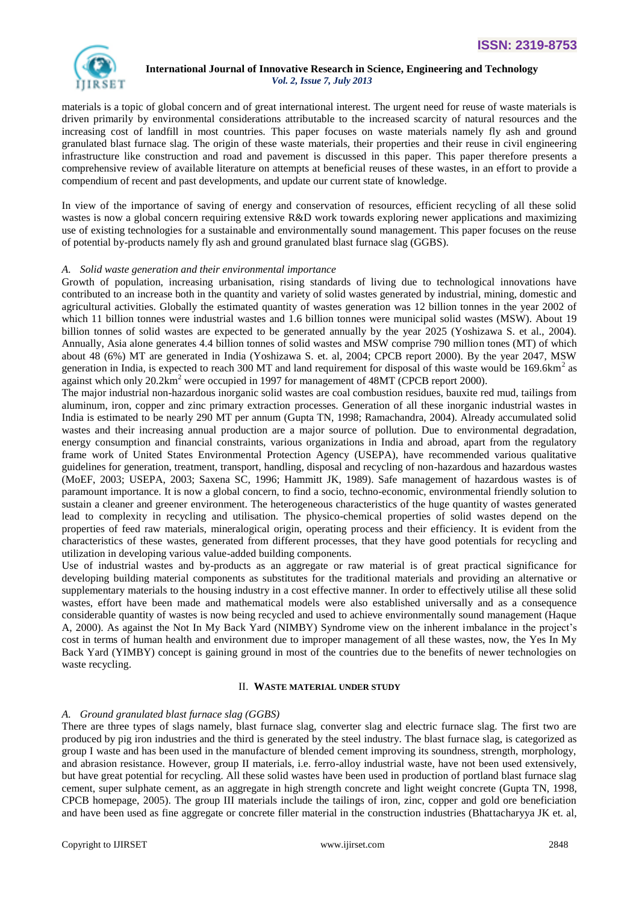materials is a topic of global concern and of great international interest. The urgent need for reuse of waste materials is driven primarily by environmental considerations attributable to the increased scarcity of natural resources and the increasing cost of landfill in most countries. This paper focuses on waste materials namely fly ash and ground granulated blast furnace slag. The origin of these waste materials, their properties and their reuse in civil engineering infrastructure like construction and road and pavement is discussed in this paper. This paper therefore presents a comprehensive review of available literature on attempts at beneficial reuses of these wastes, in an effort to provide a compendium of recent and past developments, and update our current state of knowledge.

In view of the importance of saving of energy and conservation of resources, efficient recycling of all these solid wastes is now a global concern requiring extensive R&D work towards exploring newer applications and maximizing use of existing technologies for a sustainable and environmentally sound management. This paper focuses on the reuse of potential by-products namely fly ash and ground granulated blast furnace slag (GGBS).

### *A. Solid waste generation and their environmental importance*

Growth of population, increasing urbanisation, rising standards of living due to technological innovations have contributed to an increase both in the quantity and variety of solid wastes generated by industrial, mining, domestic and agricultural activities. Globally the estimated quantity of wastes generation was 12 billion tonnes in the year 2002 of which 11 billion tonnes were industrial wastes and 1.6 billion tonnes were municipal solid wastes (MSW). About 19 billion tonnes of solid wastes are expected to be generated annually by the year 2025 (Yoshizawa S. et al., 2004). Annually, Asia alone generates 4.4 billion tonnes of solid wastes and MSW comprise 790 million tones (MT) of which about 48 (6%) MT are generated in India (Yoshizawa S. et. al, 2004; CPCB report 2000). By the year 2047, MSW generation in India, is expected to reach 300 MT and land requirement for disposal of this waste would be 169.6km$^2$ as against which only 20.2km$^2$ were occupied in 1997 for management of 48MT (CPCB report 2000).

The major industrial non-hazardous inorganic solid wastes are coal combustion residues, bauxite red mud, tailings from aluminum, iron, copper and zinc primary extraction processes. Generation of all these inorganic industrial wastes in India is estimated to be nearly 290 MT per annum (Gupta TN, 1998; Ramachandra, 2004). Already accumulated solid wastes and their increasing annual production are a major source of pollution. Due to environmental degradation, energy consumption and financial constraints, various organizations in India and abroad, apart from the regulatory frame work of United States Environmental Protection Agency (USEPA), have recommended various qualitative guidelines for generation, treatment, transport, handling, disposal and recycling of non-hazardous and hazardous wastes (MoEF, 2003; USEPA, 2003; Saxena SC, 1996; Hammitt JK, 1989). Safe management of hazardous wastes is of paramount importance. It is now a global concern, to find a socio, techno-economic, environmental friendly solution to sustain a cleaner and greener environment. The heterogeneous characteristics of the huge quantity of wastes generated lead to complexity in recycling and utilisation. The physico-chemical properties of solid wastes depend on the properties of feed raw materials, mineralogical origin, operating process and their efficiency. It is evident from the characteristics of these wastes, generated from different processes, that they have good potentials for recycling and utilization in developing various value-added building components.

Use of industrial wastes and by-products as an aggregate or raw material is of great practical significance for developing building material components as substitutes for the traditional materials and providing an alternative or supplementary materials to the housing industry in a cost effective manner. In order to effectively utilise all these solid wastes, effort have been made and mathematical models were also established universally and as a consequence considerable quantity of wastes is now being recycled and used to achieve environmentally sound management (Haque A, 2000). As against the Not In My Back Yard (NIMBY) Syndrome view on the inherent imbalance in the project's cost in terms of human health and environment due to improper management of all these wastes, now, the Yes In My Back Yard (YIMBY) concept is gaining ground in most of the countries due to the benefits of newer technologies on waste recycling.

## II. WASTE MATERIAL UNDER STUDY

### *A. Ground granulated blast furnace slag (GGBS)*

There are three types of slags namely, blast furnace slag, converter slag and electric furnace slag. The first two are produced by pig iron industries and the third is generated by the steel industry. The blast furnace slag, is categorized as group I waste and has been used in the manufacture of blended cement improving its soundness, strength, morphology, and abrasion resistance. However, group II materials, i.e. ferro-alloy industrial waste, have not been used extensively, but have great potential for recycling. All these solid wastes have been used in production of portland blast furnace slag cement, super sulphate cement, as an aggregate in high strength concrete and light weight concrete (Gupta TN, 1998, CPCB homepage, 2005). The group III materials include the tailings of iron, zinc, copper and gold ore beneficiation and have been used as fine aggregate or concrete filler material in the construction industries (Bhattacharyya JK et. al,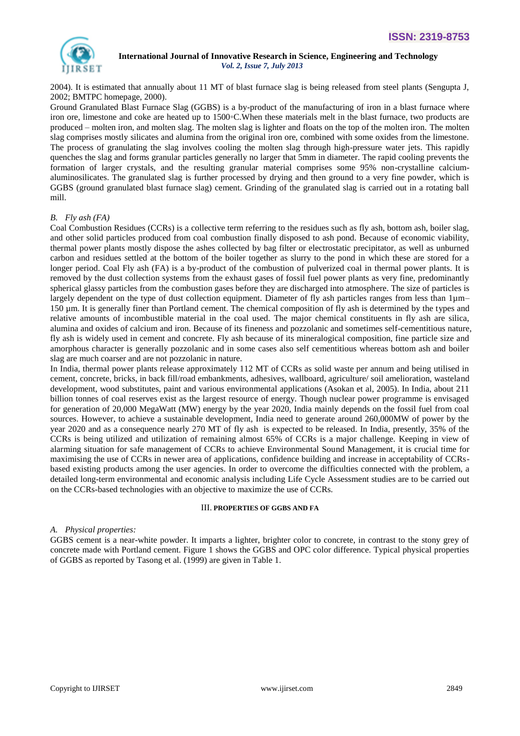2004). It is estimated that annually about 11 MT of blast furnace slag is being released from steel plants (Sengupta J, 2002; BMTPC homepage, 2000).

Ground Granulated Blast Furnace Slag (GGBS) is a by-product of the manufacturing of iron in a blast furnace where iron ore, limestone and coke are heated up to 1500◦C.When these materials melt in the blast furnace, two products are produced – molten iron, and molten slag. The molten slag is lighter and floats on the top of the molten iron. The molten slag comprises mostly silicates and alumina from the original iron ore, combined with some oxides from the limestone. The process of granulating the slag involves cooling the molten slag through high-pressure water jets. This rapidly quenches the slag and forms granular particles generally no larger that 5mm in diameter. The rapid cooling prevents the formation of larger crystals, and the resulting granular material comprises some 95% non-crystalline calcium-aluminosilicates. The granulated slag is further processed by drying and then ground to a very fine powder, which is GGBS (ground granulated blast furnace slag) cement. Grinding of the granulated slag is carried out in a rotating ball mill.

### *B. Fly ash (FA)*

Coal Combustion Residues (CCRs) is a collective term referring to the residues such as fly ash, bottom ash, boiler slag, and other solid particles produced from coal combustion finally disposed to ash pond. Because of economic viability, thermal power plants mostly dispose the ashes collected by bag filter or electrostatic precipitator, as well as unburned carbon and residues settled at the bottom of the boiler together as slurry to the pond in which these are stored for a longer period. Coal Fly ash (FA) is a by-product of the combustion of pulverized coal in thermal power plants. It is removed by the dust collection systems from the exhaust gases of fossil fuel power plants as very fine, predominantly spherical glassy particles from the combustion gases before they are discharged into atmosphere. The size of particles is largely dependent on the type of dust collection equipment. Diameter of fly ash particles ranges from less than 1µm–150 µm. It is generally finer than Portland cement. The chemical composition of fly ash is determined by the types and relative amounts of incombustible material in the coal used. The major chemical constituents in fly ash are silica, alumina and oxides of calcium and iron. Because of its fineness and pozzolanic and sometimes self-cementitious nature, fly ash is widely used in cement and concrete. Fly ash because of its mineralogical composition, fine particle size and amorphous character is generally pozzolanic and in some cases also self cementitious whereas bottom ash and boiler slag are much coarser and are not pozzolanic in nature.

In India, thermal power plants release approximately 112 MT of CCRs as solid waste per annum and being utilised in cement, concrete, bricks, in back fill/road embankments, adhesives, wallboard, agriculture/ soil amelioration, wasteland development, wood substitutes, paint and various environmental applications (Asokan et al, 2005). In India, about 211 billion tonnes of coal reserves exist as the largest resource of energy. Though nuclear power programme is envisaged for generation of 20,000 MegaWatt (MW) energy by the year 2020, India mainly depends on the fossil fuel from coal sources. However, to achieve a sustainable development, India need to generate around 260,000MW of power by the year 2020 and as a consequence nearly 270 MT of fly ash is expected to be released. In India, presently, 35% of the CCRs is being utilized and utilization of remaining almost 65% of CCRs is a major challenge. Keeping in view of alarming situation for safe management of CCRs to achieve Environmental Sound Management, it is crucial time for maximising the use of CCRs in newer area of applications, confidence building and increase in acceptability of CCRs-based existing products among the user agencies. In order to overcome the difficulties connected with the problem, a detailed long-term environmental and economic analysis including Life Cycle Assessment studies are to be carried out on the CCRs-based technologies with an objective to maximize the use of CCRs.

## III. PROPERTIES OF GGBS AND FA

### *A. Physical properties:*

GGBS cement is a near-white powder. It imparts a lighter, brighter color to concrete, in contrast to the stony grey of concrete made with Portland cement. Figure 1 shows the GGBS and OPC color difference. Typical physical properties of GGBS as reported by Tasong et al. (1999) are given in Table 1.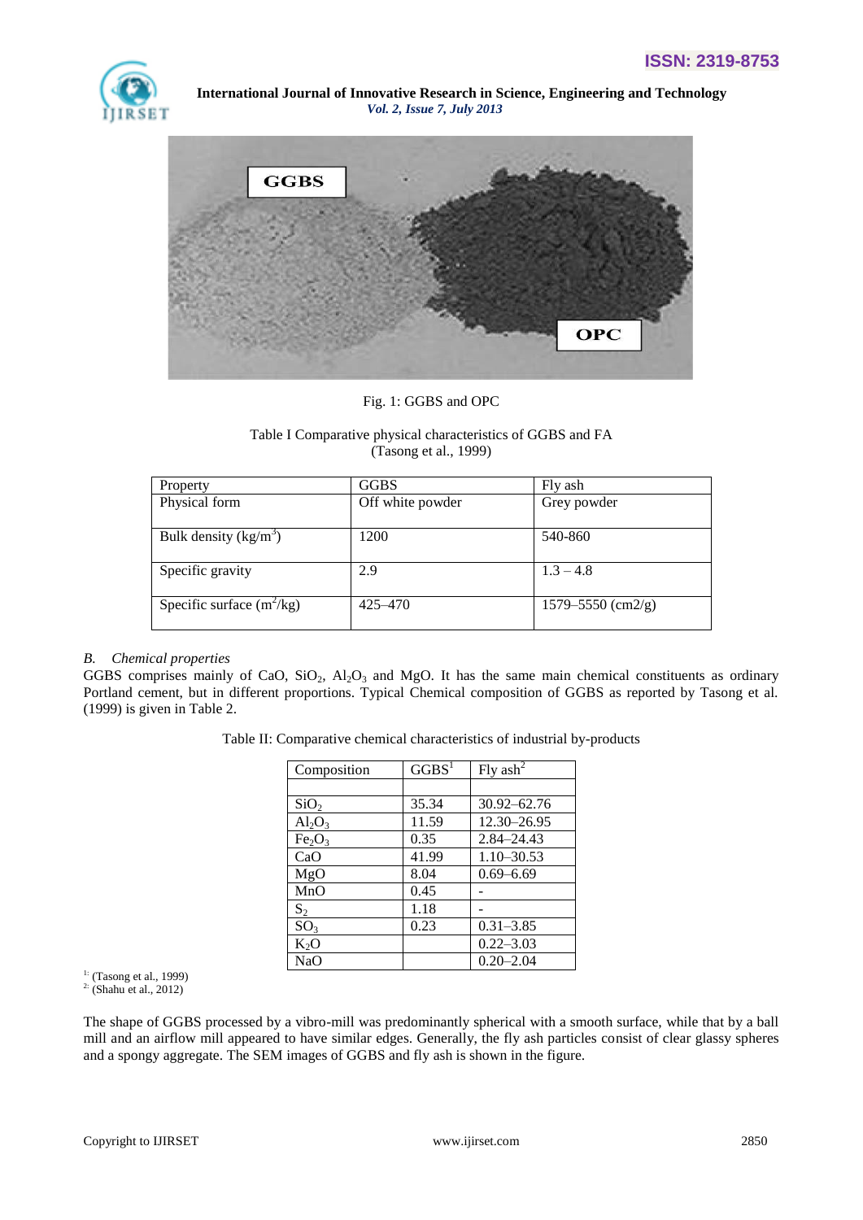Fig. 1: GGBS and OPC

Table I Comparative physical characteristics of GGBS and FA
(Tasong et al., 1999)

| Property | GGBS | Fly ash |
|---|---|---|
| Physical form | Off white powder | Grey powder |
| Bulk density ($kg/m^3$) | 1200 | 540-860 |
| Specific gravity | 2.9 | 1.3 – 4.8 |
| Specific surface ($m^2/kg$) | 425–470 | 1579–5550 (cm2/g) |

*B. Chemical properties*

GGBS comprises mainly of CaO, $SiO_2$, $Al_2O_3$ and MgO. It has the same main chemical constituents as ordinary Portland cement, but in different proportions. Typical Chemical composition of GGBS as reported by Tasong et al. (1999) is given in Table 2.

Table II: Comparative chemical characteristics of industrial by-products

| Composition | GGBS[1] | Fly ash[2] |
|---|---|---|
| | | |
| $SiO_2$ | 35.34 | 30.92–62.76 |
| $Al_2O_3$ | 11.59 | 12.30–26.95 |
| $Fe_2O_3$ | 0.35 | 2.84–24.43 |
| CaO | 41.99 | 1.10–30.53 |
| MgO | 8.04 | 0.69–6.69 |
| MnO | 0.45 | - |
| $S_2$ | 1.18 | - |
| $SO_3$ | 0.23 | 0.31–3.85 |
| $K_2O$ | | 0.22–3.03 |
| NaO | | 0.20–2.04 |

[1]: (Tasong et al., 1999)
[2]: (Shahu et al., 2012)

The shape of GGBS processed by a vibro-mill was predominantly spherical with a smooth surface, while that by a ball mill and an airflow mill appeared to have similar edges. Generally, the fly ash particles consist of clear glassy spheres and a spongy aggregate. The SEM images of GGBS and fly ash is shown in the figure.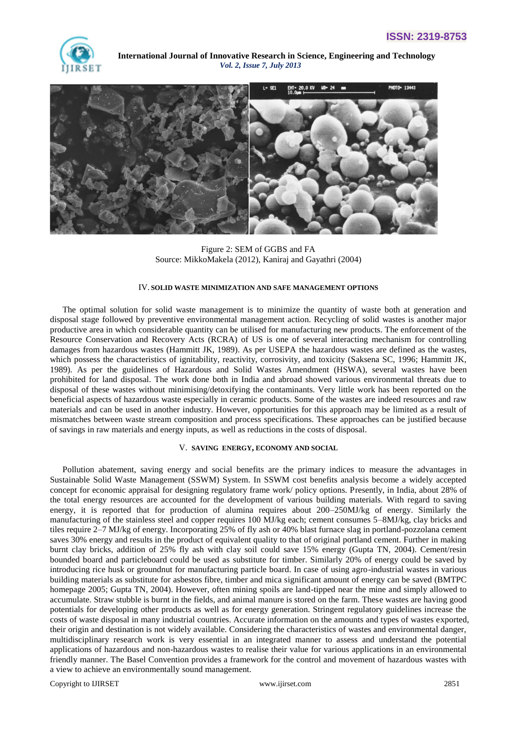Figure 2: SEM of GGBS and FA
Source: MikkoMakela (2012), Kaniraj and Gayathri (2004)

## IV. SOLID WASTE MINIMIZATION AND SAFE MANAGEMENT OPTIONS

The optimal solution for solid waste management is to minimize the quantity of waste both at generation and disposal stage followed by preventive environmental management action. Recycling of solid wastes is another major productive area in which considerable quantity can be utilised for manufacturing new products. The enforcement of the Resource Conservation and Recovery Acts (RCRA) of US is one of several interacting mechanism for controlling damages from hazardous wastes (Hammitt JK, 1989). As per USEPA the hazardous wastes are defined as the wastes, which possess the characteristics of ignitability, reactivity, corrosivity, and toxicity (Saksena SC, 1996; Hammitt JK, 1989). As per the guidelines of Hazardous and Solid Wastes Amendment (HSWA), several wastes have been prohibited for land disposal. The work done both in India and abroad showed various environmental threats due to disposal of these wastes without minimising/detoxifying the contaminants. Very little work has been reported on the beneficial aspects of hazardous waste especially in ceramic products. Some of the wastes are indeed resources and raw materials and can be used in another industry. However, opportunities for this approach may be limited as a result of mismatches between waste stream composition and process specifications. These approaches can be justified because of savings in raw materials and energy inputs, as well as reductions in the costs of disposal.

## V. SAVING ENERGY, ECONOMY AND SOCIAL

Pollution abatement, saving energy and social benefits are the primary indices to measure the advantages in Sustainable Solid Waste Management (SSWM) System. In SSWM cost benefits analysis become a widely accepted concept for economic appraisal for designing regulatory frame work/ policy options. Presently, in India, about 28% of the total energy resources are accounted for the development of various building materials. With regard to saving energy, it is reported that for production of alumina requires about 200–250MJ/kg of energy. Similarly the manufacturing of the stainless steel and copper requires 100 MJ/kg each; cement consumes 5–8MJ/kg, clay bricks and tiles require 2–7 MJ/kg of energy. Incorporating 25% of fly ash or 40% blast furnace slag in portland-pozzolana cement saves 30% energy and results in the product of equivalent quality to that of original portland cement. Further in making burnt clay bricks, addition of 25% fly ash with clay soil could save 15% energy (Gupta TN, 2004). Cement/resin bounded board and particleboard could be used as substitute for timber. Similarly 20% of energy could be saved by introducing rice husk or groundnut for manufacturing particle board. In case of using agro-industrial wastes in various building materials as substitute for asbestos fibre, timber and mica significant amount of energy can be saved (BMTPC homepage 2005; Gupta TN, 2004). However, often mining spoils are land-tipped near the mine and simply allowed to accumulate. Straw stubble is burnt in the fields, and animal manure is stored on the farm. These wastes are having good potentials for developing other products as well as for energy generation. Stringent regulatory guidelines increase the costs of waste disposal in many industrial countries. Accurate information on the amounts and types of wastes exported, their origin and destination is not widely available. Considering the characteristics of wastes and environmental danger, multidisciplinary research work is very essential in an integrated manner to assess and understand the potential applications of hazardous and non-hazardous wastes to realise their value for various applications in an environmental friendly manner. The Basel Convention provides a framework for the control and movement of hazardous wastes with a view to achieve an environmentally sound management.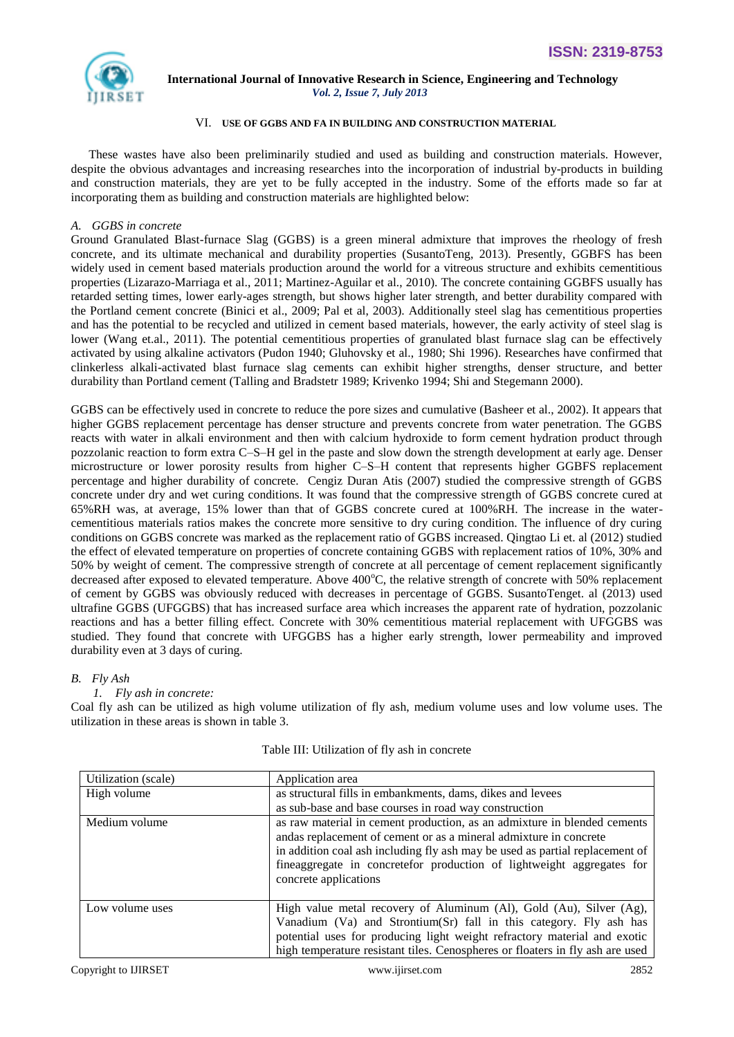## VI. USE OF GGBS AND FA IN BUILDING AND CONSTRUCTION MATERIAL

These wastes have also been preliminarily studied and used as building and construction materials. However, despite the obvious advantages and increasing researches into the incorporation of industrial by-products in building and construction materials, they are yet to be fully accepted in the industry. Some of the efforts made so far at incorporating them as building and construction materials are highlighted below:

### *A. GGBS in concrete*

Ground Granulated Blast-furnace Slag (GGBS) is a green mineral admixture that improves the rheology of fresh concrete, and its ultimate mechanical and durability properties (SusantoTeng, 2013). Presently, GGBFS has been widely used in cement based materials production around the world for a vitreous structure and exhibits cementitious properties (Lizarazo-Marriaga et al., 2011; Martinez-Aguilar et al., 2010). The concrete containing GGBFS usually has retarded setting times, lower early-ages strength, but shows higher later strength, and better durability compared with the Portland cement concrete (Binici et al., 2009; Pal et al, 2003). Additionally steel slag has cementitious properties and has the potential to be recycled and utilized in cement based materials, however, the early activity of steel slag is lower (Wang et.al., 2011). The potential cementitious properties of granulated blast furnace slag can be effectively activated by using alkaline activators (Pudon 1940; Gluhovsky et al., 1980; Shi 1996). Researches have confirmed that clinkerless alkali-activated blast furnace slag cements can exhibit higher strengths, denser structure, and better durability than Portland cement (Talling and Bradstetr 1989; Krivenko 1994; Shi and Stegemann 2000).

GGBS can be effectively used in concrete to reduce the pore sizes and cumulative (Basheer et al., 2002). It appears that higher GGBS replacement percentage has denser structure and prevents concrete from water penetration. The GGBS reacts with water in alkali environment and then with calcium hydroxide to form cement hydration product through pozzolanic reaction to form extra C–S–H gel in the paste and slow down the strength development at early age. Denser microstructure or lower porosity results from higher C–S–H content that represents higher GGBFS replacement percentage and higher durability of concrete. Cengiz Duran Atis (2007) studied the compressive strength of GGBS concrete under dry and wet curing conditions. It was found that the compressive strength of GGBS concrete cured at 65%RH was, at average, 15% lower than that of GGBS concrete cured at 100%RH. The increase in the water-cementitious materials ratios makes the concrete more sensitive to dry curing condition. The influence of dry curing conditions on GGBS concrete was marked as the replacement ratio of GGBS increased. Qingtao Li et. al (2012) studied the effect of elevated temperature on properties of concrete containing GGBS with replacement ratios of 10%, 30% and 50% by weight of cement. The compressive strength of concrete at all percentage of cement replacement significantly decreased after exposed to elevated temperature. Above 400$^{o}$C, the relative strength of concrete with 50% replacement of cement by GGBS was obviously reduced with decreases in percentage of GGBS. SusantoTenget. al (2013) used ultrafine GGBS (UFGGBS) that has increased surface area which increases the apparent rate of hydration, pozzolanic reactions and has a better filling effect. Concrete with 30% cementitious material replacement with UFGGBS was studied. They found that concrete with UFGGBS has a higher early strength, lower permeability and improved durability even at 3 days of curing.

### *B. Fly Ash*

#### *1. Fly ash in concrete:*

Coal fly ash can be utilized as high volume utilization of fly ash, medium volume uses and low volume uses. The utilization in these areas is shown in table 3.

Table III: Utilization of fly ash in concrete

| Utilization (scale) | Application area |
|---|---|
| High volume | as structural fills in embankments, dams, dikes and levees<br>as sub-base and base courses in road way construction |
| Medium volume | as raw material in cement production, as an admixture in blended cements andas replacement of cement or as a mineral admixture in concrete<br>in addition coal ash including fly ash may be used as partial replacement of fineaggregate in concretefor production of lightweight aggregates for concrete applications |
| Low volume uses | High value metal recovery of Aluminum (Al), Gold (Au), Silver (Ag), Vanadium (Va) and Strontium(Sr) fall in this category. Fly ash has potential uses for producing light weight refractory material and exotic high temperature resistant tiles. Cenospheres or floaters in fly ash are used |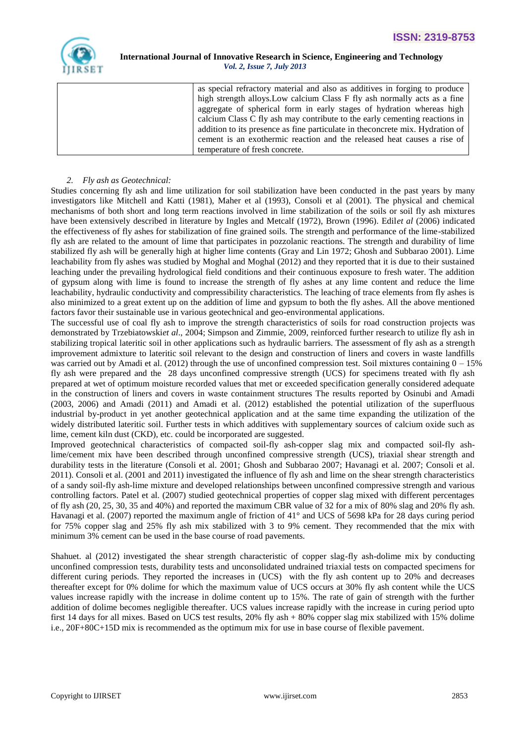|  | as special refractory material and also as additives in forging to produce high strength alloys.Low calcium Class F fly ash normally acts as a fine aggregate of spherical form in early stages of hydration whereas high calcium Class C fly ash may contribute to the early cementing reactions in addition to its presence as fine particulate in theconcrete mix. Hydration of cement is an exothermic reaction and the released heat causes a rise of temperature of fresh concrete. |
| --- | --- |

*2. Fly ash as Geotechnical:*

Studies concerning fly ash and lime utilization for soil stabilization have been conducted in the past years by many investigators like Mitchell and Katti (1981), Maher et al (1993), Consoli et al (2001). The physical and chemical mechanisms of both short and long term reactions involved in lime stabilization of the soils or soil fly ash mixtures have been extensively described in literature by Ingles and Metcalf (1972), Brown (1996). Edil*et al* (2006) indicated the effectiveness of fly ashes for stabilization of fine grained soils. The strength and performance of the lime-stabilized fly ash are related to the amount of lime that participates in pozzolanic reactions. The strength and durability of lime stabilized fly ash will be generally high at higher lime contents (Gray and Lin 1972; Ghosh and Subbarao 2001). Lime leachability from fly ashes was studied by Moghal and Moghal (2012) and they reported that it is due to their sustained leaching under the prevailing hydrological field conditions and their continuous exposure to fresh water. The addition of gypsum along with lime is found to increase the strength of fly ashes at any lime content and reduce the lime leachability, hydraulic conductivity and compressibility characteristics. The leaching of trace elements from fly ashes is also minimized to a great extent up on the addition of lime and gypsum to both the fly ashes. All the above mentioned factors favor their sustainable use in various geotechnical and geo-environmental applications.

The successful use of coal fly ash to improve the strength characteristics of soils for road construction projects was demonstrated by Trzebiatowski*et al*., 2004; Simpson and Zimmie, 2009, reinforced further research to utilize fly ash in stabilizing tropical lateritic soil in other applications such as hydraulic barriers. The assessment of fly ash as a strength improvement admixture to lateritic soil relevant to the design and construction of liners and covers in waste landfills was carried out by Amadi et al. (2012) through the use of unconfined compression test. Soil mixtures containing 0 – 15% fly ash were prepared and the 28 days unconfined compressive strength (UCS) for specimens treated with fly ash prepared at wet of optimum moisture recorded values that met or exceeded specification generally considered adequate in the construction of liners and covers in waste containment structures The results reported by Osinubi and Amadi (2003, 2006) and Amadi (2011) and Amadi et al. (2012) established the potential utilization of the superfluous industrial by-product in yet another geotechnical application and at the same time expanding the utilization of the widely distributed lateritic soil. Further tests in which additives with supplementary sources of calcium oxide such as lime, cement kiln dust (CKD), etc. could be incorporated are suggested.

Improved geotechnical characteristics of compacted soil-fly ash-copper slag mix and compacted soil-fly ash-lime/cement mix have been described through unconfined compressive strength (UCS), triaxial shear strength and durability tests in the literature (Consoli et al. 2001; Ghosh and Subbarao 2007; Havanagi et al. 2007; Consoli et al. 2011). Consoli et al. (2001 and 2011) investigated the influence of fly ash and lime on the shear strength characteristics of a sandy soil-fly ash-lime mixture and developed relationships between unconfined compressive strength and various controlling factors. Patel et al. (2007) studied geotechnical properties of copper slag mixed with different percentages of fly ash (20, 25, 30, 35 and 40%) and reported the maximum CBR value of 32 for a mix of 80% slag and 20% fly ash. Havanagi et al. (2007) reported the maximum angle of friction of 41° and UCS of 5698 kPa for 28 days curing period for 75% copper slag and 25% fly ash mix stabilized with 3 to 9% cement. They recommended that the mix with minimum 3% cement can be used in the base course of road pavements.

Shahuet. al (2012) investigated the shear strength characteristic of copper slag-fly ash-dolime mix by conducting unconfined compression tests, durability tests and unconsolidated undrained triaxial tests on compacted specimens for different curing periods. They reported the increases in (UCS) with the fly ash content up to 20% and decreases thereafter except for 0% dolime for which the maximum value of UCS occurs at 30% fly ash content while the UCS values increase rapidly with the increase in dolime content up to 15%. The rate of gain of strength with the further addition of dolime becomes negligible thereafter. UCS values increase rapidly with the increase in curing period upto first 14 days for all mixes. Based on UCS test results, 20% fly ash + 80% copper slag mix stabilized with 15% dolime i.e., 20F+80C+15D mix is recommended as the optimum mix for use in base course of flexible pavement.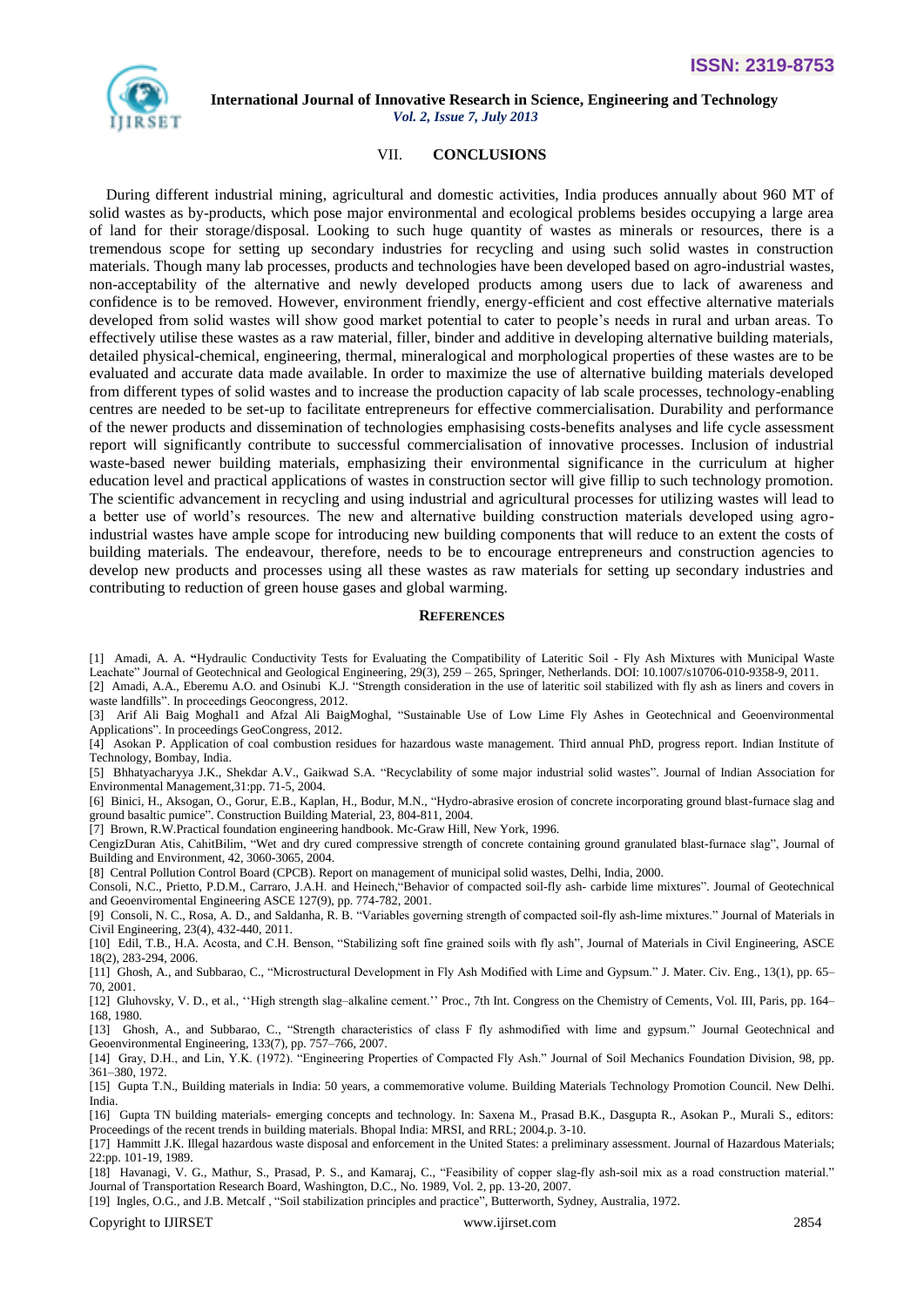## VII. CONCLUSIONS

During different industrial mining, agricultural and domestic activities, India produces annually about 960 MT of solid wastes as by-products, which pose major environmental and ecological problems besides occupying a large area of land for their storage/disposal. Looking to such huge quantity of wastes as minerals or resources, there is a tremendous scope for setting up secondary industries for recycling and using such solid wastes in construction materials. Though many lab processes, products and technologies have been developed based on agro-industrial wastes, non-acceptability of the alternative and newly developed products among users due to lack of awareness and confidence is to be removed. However, environment friendly, energy-efficient and cost effective alternative materials developed from solid wastes will show good market potential to cater to people's needs in rural and urban areas. To effectively utilise these wastes as a raw material, filler, binder and additive in developing alternative building materials, detailed physical-chemical, engineering, thermal, mineralogical and morphological properties of these wastes are to be evaluated and accurate data made available. In order to maximize the use of alternative building materials developed from different types of solid wastes and to increase the production capacity of lab scale processes, technology-enabling centres are needed to be set-up to facilitate entrepreneurs for effective commercialisation. Durability and performance of the newer products and dissemination of technologies emphasising costs-benefits analyses and life cycle assessment report will significantly contribute to successful commercialisation of innovative processes. Inclusion of industrial waste-based newer building materials, emphasizing their environmental significance in the curriculum at higher education level and practical applications of wastes in construction sector will give fillip to such technology promotion. The scientific advancement in recycling and using industrial and agricultural processes for utilizing wastes will lead to a better use of world's resources. The new and alternative building construction materials developed using agro-industrial wastes have ample scope for introducing new building components that will reduce to an extent the costs of building materials. The endeavour, therefore, needs to be to encourage entrepreneurs and construction agencies to develop new products and processes using all these wastes as raw materials for setting up secondary industries and contributing to reduction of green house gases and global warming.

## REFERENCES

[1] Amadi, A. A. "Hydraulic Conductivity Tests for Evaluating the Compatibility of Lateritic Soil - Fly Ash Mixtures with Municipal Waste Leachate" Journal of Geotechnical and Geological Engineering, 29(3), 259 – 265, Springer, Netherlands. DOI: 10.1007/s10706-010-9358-9, 2011.

[2] Amadi, A.A., Eberemu A.O. and Osinubi K.J. "Strength consideration in the use of lateritic soil stabilized with fly ash as liners and covers in waste landfills". In proceedings Geocongress, 2012.

[3] Arif Ali Baig Moghal1 and Afzal Ali BaigMoghal, "Sustainable Use of Low Lime Fly Ashes in Geotechnical and Geoenvironmental Applications". In proceedings GeoCongress, 2012.

[4] Asokan P. Application of coal combustion residues for hazardous waste management. Third annual PhD, progress report. Indian Institute of Technology, Bombay, India.

[5] Bhhatyacharyya J.K., Shekdar A.V., Gaikwad S.A. "Recyclability of some major industrial solid wastes". Journal of Indian Association for Environmental Management,31:pp. 71-5, 2004.

[6] Binici, H., Aksogan, O., Gorur, E.B., Kaplan, H., Bodur, M.N., "Hydro-abrasive erosion of concrete incorporating ground blast-furnace slag and ground basaltic pumice". Construction Building Material, 23, 804-811, 2004.

[7] Brown, R.W.Practical foundation engineering handbook. Mc-Graw Hill, New York, 1996.

CengizDuran Atis, CahitBilim, "Wet and dry cured compressive strength of concrete containing ground granulated blast-furnace slag", Journal of Building and Environment, 42, 3060-3065, 2004.

[8] Central Pollution Control Board (CPCB). Report on management of municipal solid wastes, Delhi, India, 2000.

Consoli, N.C., Prietto, P.D.M., Carraro, J.A.H. and Heinech,"Behavior of compacted soil-fly ash- carbide lime mixtures". Journal of Geotechnical and Geoenviromental Engineering ASCE 127(9), pp. 774-782, 2001.

[9] Consoli, N. C., Rosa, A. D., and Saldanha, R. B. "Variables governing strength of compacted soil-fly ash-lime mixtures." Journal of Materials in Civil Engineering, 23(4), 432-440, 2011.

[10] Edil, T.B., H.A. Acosta, and C.H. Benson, "Stabilizing soft fine grained soils with fly ash", Journal of Materials in Civil Engineering, ASCE 18(2), 283-294, 2006.

[11] Ghosh, A., and Subbarao, C., "Microstructural Development in Fly Ash Modified with Lime and Gypsum." J. Mater. Civ. Eng., 13(1), pp. 65–70, 2001.

[12] Gluhovsky, V. D., et al., ''High strength slag–alkaline cement.'' Proc., 7th Int. Congress on the Chemistry of Cements, Vol. III, Paris, pp. 164–168, 1980.

[13] Ghosh, A., and Subbarao, C., "Strength characteristics of class F fly ashmodified with lime and gypsum." Journal Geotechnical and Geoenvironmental Engineering, 133(7), pp. 757–766, 2007.

[14] Gray, D.H., and Lin, Y.K. (1972). "Engineering Properties of Compacted Fly Ash." Journal of Soil Mechanics Foundation Division, 98, pp. 361–380, 1972.

[15] Gupta T.N., Building materials in India: 50 years, a commemorative volume. Building Materials Technology Promotion Council. New Delhi. India.

[16] Gupta TN building materials- emerging concepts and technology. In: Saxena M., Prasad B.K., Dasgupta R., Asokan P., Murali S., editors: Proceedings of the recent trends in building materials. Bhopal India: MRSI, and RRL; 2004.p. 3-10.

[17] Hammitt J.K. Illegal hazardous waste disposal and enforcement in the United States: a preliminary assessment. Journal of Hazardous Materials; 22:pp. 101-19, 1989.

[18] Havanagi, V. G., Mathur, S., Prasad, P. S., and Kamaraj, C., "Feasibility of copper slag-fly ash-soil mix as a road construction material." Journal of Transportation Research Board, Washington, D.C., No. 1989, Vol. 2, pp. 13-20, 2007.

[19] Ingles, O.G., and J.B. Metcalf , "Soil stabilization principles and practice", Butterworth, Sydney, Australia, 1972.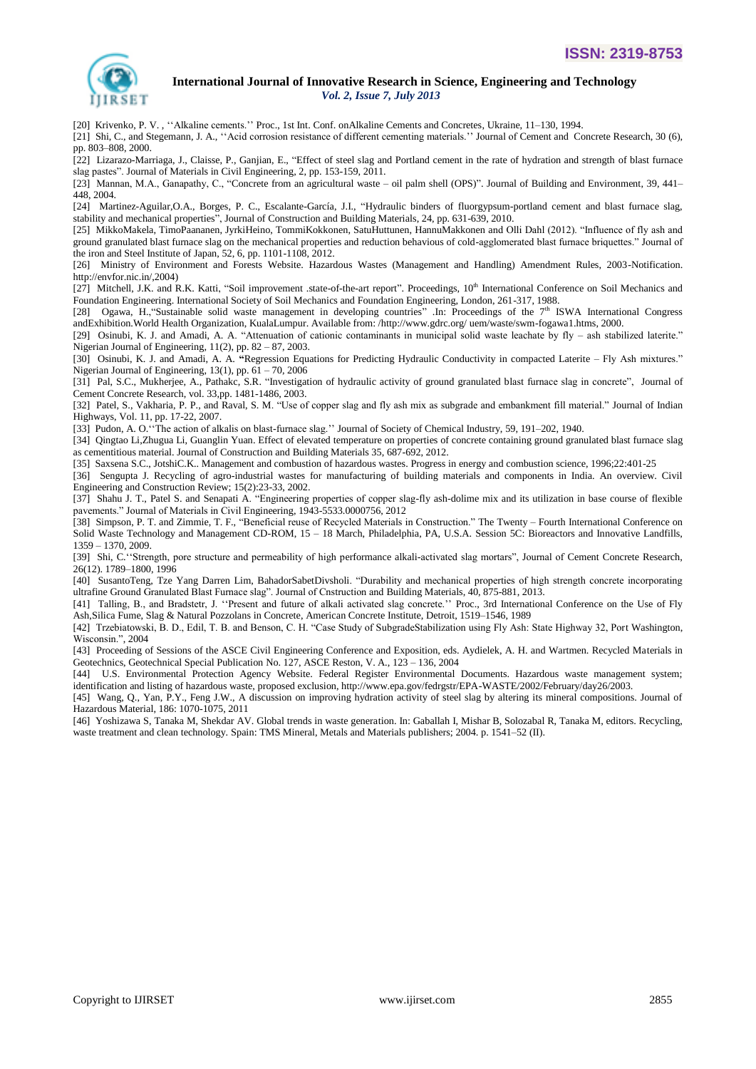[20] Krivenko, P. V. , ''Alkaline cements.'' Proc., 1st Int. Conf. onAlkaline Cements and Concretes, Ukraine, 11–130, 1994.

[21] Shi, C., and Stegemann, J. A., ''Acid corrosion resistance of different cementing materials.'' Journal of Cement and Concrete Research, 30 (6), pp. 803–808, 2000.

[22] Lizarazo-Marriaga, J., Claisse, P., Ganjian, E., "Effect of steel slag and Portland cement in the rate of hydration and strength of blast furnace slag pastes". Journal of Materials in Civil Engineering, 2, pp. 153-159, 2011.

[23] Mannan, M.A., Ganapathy, C., "Concrete from an agricultural waste – oil palm shell (OPS)". Journal of Building and Environment, 39, 441–448, 2004.

[24] Martinez-Aguilar,O.A., Borges, P. C., Escalante-García, J.I., "Hydraulic binders of fluorgypsum-portland cement and blast furnace slag, stability and mechanical properties", Journal of Construction and Building Materials, 24, pp. 631-639, 2010.

[25] MikkoMakela, TimoPaananen, JyrkiHeino, TommiKokkonen, SatuHuttunen, HannuMakkonen and Olli Dahl (2012). "Influence of fly ash and ground granulated blast furnace slag on the mechanical properties and reduction behavious of cold-agglomerated blast furnace briquettes." Journal of the iron and Steel Institute of Japan, 52, 6, pp. 1101-1108, 2012.

[26] Ministry of Environment and Forests Website. Hazardous Wastes (Management and Handling) Amendment Rules, 2003-Notification. http://envfor.nic.in/,2004)

[27] Mitchell, J.K. and R.K. Katti, "Soil improvement .state-of-the-art report". Proceedings, 10th International Conference on Soil Mechanics and Foundation Engineering. International Society of Soil Mechanics and Foundation Engineering, London, 261-317, 1988.

[28] Ogawa, H.,"Sustainable solid waste management in developing countries" .In: Proceedings of the 7th ISWA International Congress andExhibition.World Health Organization, KualaLumpur. Available from: /http://www.gdrc.org/ uem/waste/swm-fogawa1.htms, 2000.

[29] Osinubi, K. J. and Amadi, A. A. "Attenuation of cationic contaminants in municipal solid waste leachate by fly – ash stabilized laterite." Nigerian Journal of Engineering, 11(2), pp. 82 – 87, 2003.

[30] Osinubi, K. J. and Amadi, A. A. "Regression Equations for Predicting Hydraulic Conductivity in compacted Laterite – Fly Ash mixtures." Nigerian Journal of Engineering, 13(1), pp. 61 – 70, 2006

[31] Pal, S.C., Mukherjee, A., Pathakc, S.R. "Investigation of hydraulic activity of ground granulated blast furnace slag in concrete", Journal of Cement Concrete Research, vol. 33,pp. 1481-1486, 2003.

[32] Patel, S., Vakharia, P. P., and Raval, S. M. "Use of copper slag and fly ash mix as subgrade and embankment fill material." Journal of Indian Highways, Vol. 11, pp. 17-22, 2007.

[33] Pudon, A. O.''The action of alkalis on blast-furnace slag.'' Journal of Society of Chemical Industry, 59, 191–202, 1940.

[34] Qingtao Li,Zhugua Li, Guanglin Yuan. Effect of elevated temperature on properties of concrete containing ground granulated blast furnace slag as cementitious material. Journal of Construction and Building Materials 35, 687-692, 2012.

[35] Saxsena S.C., JotshiC.K.. Management and combustion of hazardous wastes. Progress in energy and combustion science, 1996;22:401-25

[36] Sengupta J. Recycling of agro-industrial wastes for manufacturing of building materials and components in India. An overview. Civil Engineering and Construction Review; 15(2):23-33, 2002.

[37] Shahu J. T., Patel S. and Senapati A. "Engineering properties of copper slag-fly ash-dolime mix and its utilization in base course of flexible pavements." Journal of Materials in Civil Engineering, 1943-5533.0000756, 2012

[38] Simpson, P. T. and Zimmie, T. F., "Beneficial reuse of Recycled Materials in Construction." The Twenty – Fourth International Conference on Solid Waste Technology and Management CD-ROM, 15 – 18 March, Philadelphia, PA, U.S.A. Session 5C: Bioreactors and Innovative Landfills, 1359 – 1370, 2009.

[39] Shi, C.''Strength, pore structure and permeability of high performance alkali-activated slag mortars", Journal of Cement Concrete Research, 26(12). 1789–1800, 1996

[40] SusantoTeng, Tze Yang Darren Lim, BahadorSabetDivsholi. "Durability and mechanical properties of high strength concrete incorporating ultrafine Ground Granulated Blast Furnace slag". Journal of Cnstruction and Building Materials, 40, 875-881, 2013.

[41] Talling, B., and Bradstetr, J. ''Present and future of alkali activated slag concrete.'' Proc., 3rd International Conference on the Use of Fly Ash,Silica Fume, Slag & Natural Pozzolans in Concrete, American Concrete Institute, Detroit, 1519–1546, 1989

[42] Trzebiatowski, B. D., Edil, T. B. and Benson, C. H. "Case Study of SubgradeStabilization using Fly Ash: State Highway 32, Port Washington, Wisconsin.", 2004

[43] Proceeding of Sessions of the ASCE Civil Engineering Conference and Exposition, eds. Aydielek, A. H. and Wartmen. Recycled Materials in Geotechnics, Geotechnical Special Publication No. 127, ASCE Reston, V. A., 123 – 136, 2004

[44] U.S. Environmental Protection Agency Website. Federal Register Environmental Documents. Hazardous waste management system; identification and listing of hazardous waste, proposed exclusion, http://www.epa.gov/fedrgstr/EPA-WASTE/2002/February/day26/2003.

[45] Wang, Q., Yan, P.Y., Feng J.W., A discussion on improving hydration activity of steel slag by altering its mineral compositions. Journal of Hazardous Material, 186: 1070-1075, 2011

[46] Yoshizawa S, Tanaka M, Shekdar AV. Global trends in waste generation. In: Gaballah I, Mishar B, Solozabal R, Tanaka M, editors. Recycling, waste treatment and clean technology. Spain: TMS Mineral, Metals and Materials publishers; 2004. p. 1541–52 (II).